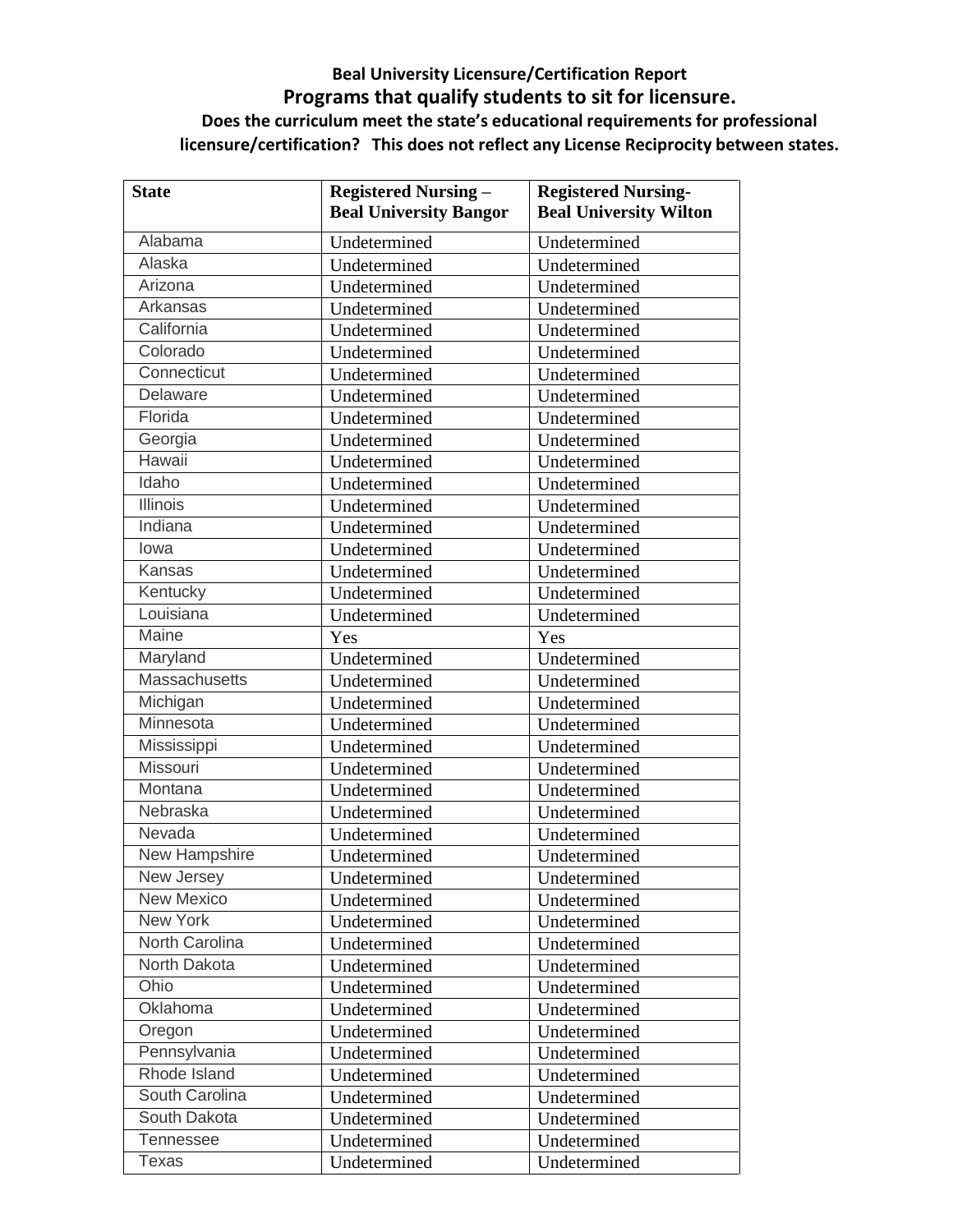**Beal University Licensure/Certification Report**

## Programs that qualify students to sit for licensure.

**Does the curriculum meet the state's educational requirements for professional licensure/certification? This does not reflect any License Reciprocity between states.**

| State | Registered Nursing – Beal University Bangor | Registered Nursing- Beal University Wilton |
|---|---|---|
| Alabama | Undetermined | Undetermined |
| Alaska | Undetermined | Undetermined |
| Arizona | Undetermined | Undetermined |
| Arkansas | Undetermined | Undetermined |
| California | Undetermined | Undetermined |
| Colorado | Undetermined | Undetermined |
| Connecticut | Undetermined | Undetermined |
| Delaware | Undetermined | Undetermined |
| Florida | Undetermined | Undetermined |
| Georgia | Undetermined | Undetermined |
| Hawaii | Undetermined | Undetermined |
| Idaho | Undetermined | Undetermined |
| Illinois | Undetermined | Undetermined |
| Indiana | Undetermined | Undetermined |
| Iowa | Undetermined | Undetermined |
| Kansas | Undetermined | Undetermined |
| Kentucky | Undetermined | Undetermined |
| Louisiana | Undetermined | Undetermined |
| Maine | Yes | Yes |
| Maryland | Undetermined | Undetermined |
| Massachusetts | Undetermined | Undetermined |
| Michigan | Undetermined | Undetermined |
| Minnesota | Undetermined | Undetermined |
| Mississippi | Undetermined | Undetermined |
| Missouri | Undetermined | Undetermined |
| Montana | Undetermined | Undetermined |
| Nebraska | Undetermined | Undetermined |
| Nevada | Undetermined | Undetermined |
| New Hampshire | Undetermined | Undetermined |
| New Jersey | Undetermined | Undetermined |
| New Mexico | Undetermined | Undetermined |
| New York | Undetermined | Undetermined |
| North Carolina | Undetermined | Undetermined |
| North Dakota | Undetermined | Undetermined |
| Ohio | Undetermined | Undetermined |
| Oklahoma | Undetermined | Undetermined |
| Oregon | Undetermined | Undetermined |
| Pennsylvania | Undetermined | Undetermined |
| Rhode Island | Undetermined | Undetermined |
| South Carolina | Undetermined | Undetermined |
| South Dakota | Undetermined | Undetermined |
| Tennessee | Undetermined | Undetermined |
| Texas | Undetermined | Undetermined |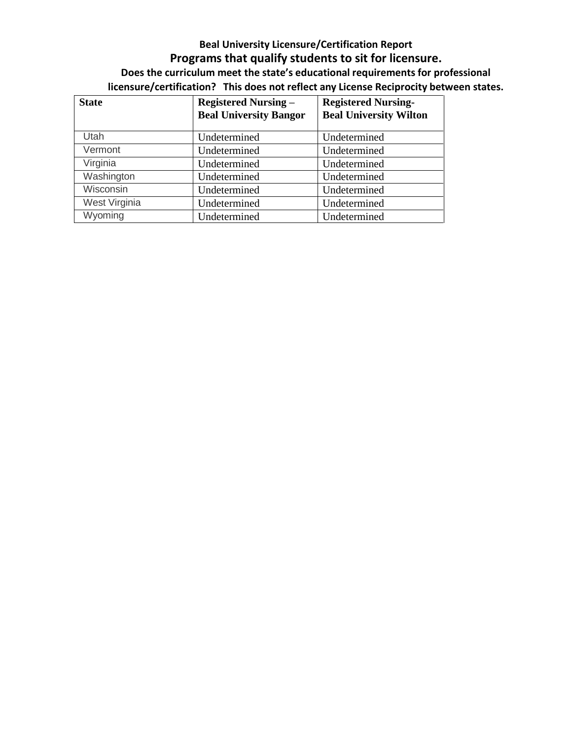**Beal University Licensure/Certification Report**

**Programs that qualify students to sit for licensure.**

**Does the curriculum meet the state's educational requirements for professional licensure/certification? This does not reflect any License Reciprocity between states.**

| State | Registered Nursing – Beal University Bangor | Registered Nursing- Beal University Wilton |
|---|---|---|
| Utah | Undetermined | Undetermined |
| Vermont | Undetermined | Undetermined |
| Virginia | Undetermined | Undetermined |
| Washington | Undetermined | Undetermined |
| Wisconsin | Undetermined | Undetermined |
| West Virginia | Undetermined | Undetermined |
| Wyoming | Undetermined | Undetermined |